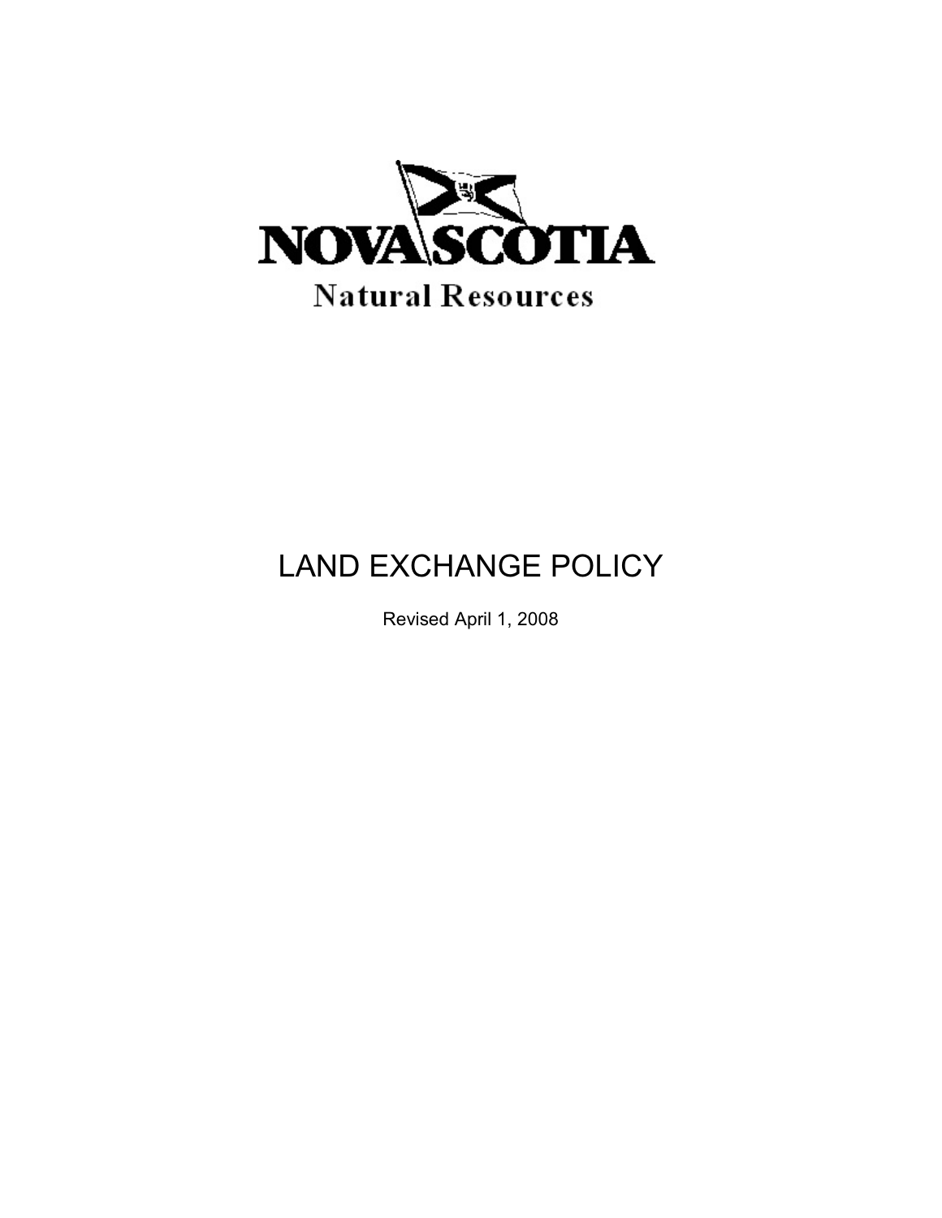NOVA SCOTIA

Natural Resources

# LAND EXCHANGE POLICY

Revised April 1, 2008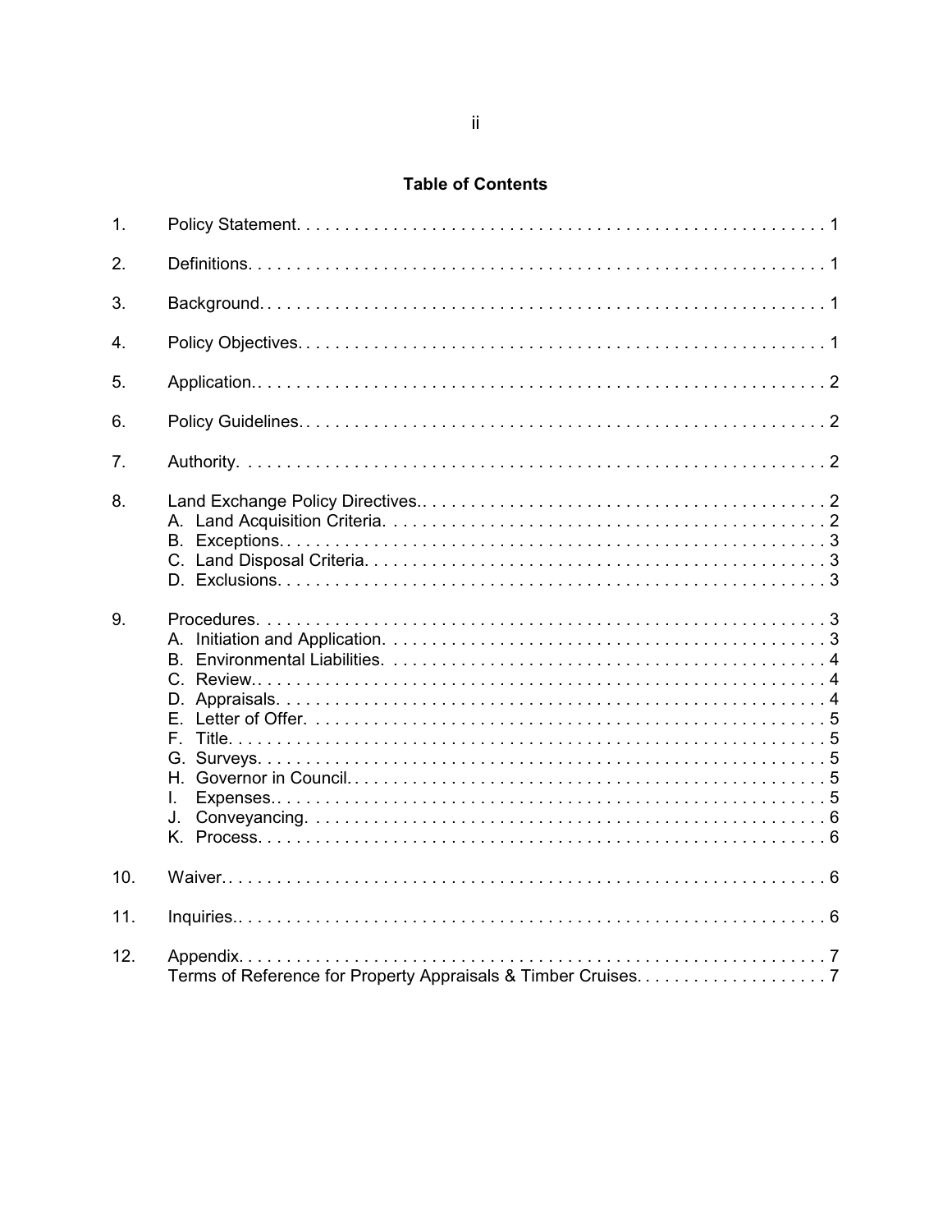# Table of Contents

1. Policy Statement. . . . . . . . . . . . . . . . . . . . . . . . . . . . . . . . . . . . . . . . . . . . . . . . . . . . . . . . 1
2. Definitions. . . . . . . . . . . . . . . . . . . . . . . . . . . . . . . . . . . . . . . . . . . . . . . . . . . . . . . . . . . 1
3. Background. . . . . . . . . . . . . . . . . . . . . . . . . . . . . . . . . . . . . . . . . . . . . . . . . . . . . . . . . . 1
4. Policy Objectives. . . . . . . . . . . . . . . . . . . . . . . . . . . . . . . . . . . . . . . . . . . . . . . . . . . . . 1
5. Application.. . . . . . . . . . . . . . . . . . . . . . . . . . . . . . . . . . . . . . . . . . . . . . . . . . . . . . . . . 2
6. Policy Guidelines. . . . . . . . . . . . . . . . . . . . . . . . . . . . . . . . . . . . . . . . . . . . . . . . . . . . . . 2
7. Authority. . . . . . . . . . . . . . . . . . . . . . . . . . . . . . . . . . . . . . . . . . . . . . . . . . . . . . . . . . . . 2
8. Land Exchange Policy Directives.. . . . . . . . . . . . . . . . . . . . . . . . . . . . . . . . . . . . . . . . . . 2
   A. Land Acquisition Criteria. . . . . . . . . . . . . . . . . . . . . . . . . . . . . . . . . . . . . . . . . . . . . . 2
   B. Exceptions. . . . . . . . . . . . . . . . . . . . . . . . . . . . . . . . . . . . . . . . . . . . . . . . . . . . . . . . 3
   C. Land Disposal Criteria. . . . . . . . . . . . . . . . . . . . . . . . . . . . . . . . . . . . . . . . . . . . . . . . 3
   D. Exclusions. . . . . . . . . . . . . . . . . . . . . . . . . . . . . . . . . . . . . . . . . . . . . . . . . . . . . . . . 3
9. Procedures. . . . . . . . . . . . . . . . . . . . . . . . . . . . . . . . . . . . . . . . . . . . . . . . . . . . . . . . . . . 3
   A. Initiation and Application. . . . . . . . . . . . . . . . . . . . . . . . . . . . . . . . . . . . . . . . . . . . . . 3
   B. Environmental Liabilities. . . . . . . . . . . . . . . . . . . . . . . . . . . . . . . . . . . . . . . . . . . . . . 4
   C. Review.. . . . . . . . . . . . . . . . . . . . . . . . . . . . . . . . . . . . . . . . . . . . . . . . . . . . . . . . . . 4
   D. Appraisals. . . . . . . . . . . . . . . . . . . . . . . . . . . . . . . . . . . . . . . . . . . . . . . . . . . . . . . . 4
   E. Letter of Offer. . . . . . . . . . . . . . . . . . . . . . . . . . . . . . . . . . . . . . . . . . . . . . . . . . . . . 5
   F. Title. . . . . . . . . . . . . . . . . . . . . . . . . . . . . . . . . . . . . . . . . . . . . . . . . . . . . . . . . . . . . 5
   G. Surveys. . . . . . . . . . . . . . . . . . . . . . . . . . . . . . . . . . . . . . . . . . . . . . . . . . . . . . . . . . 5
   H. Governor in Council. . . . . . . . . . . . . . . . . . . . . . . . . . . . . . . . . . . . . . . . . . . . . . . . . 5
   I. Expenses.. . . . . . . . . . . . . . . . . . . . . . . . . . . . . . . . . . . . . . . . . . . . . . . . . . . . . . . . 5
   J. Conveyancing. . . . . . . . . . . . . . . . . . . . . . . . . . . . . . . . . . . . . . . . . . . . . . . . . . . . . . 6
   K. Process. . . . . . . . . . . . . . . . . . . . . . . . . . . . . . . . . . . . . . . . . . . . . . . . . . . . . . . . . . 6
10. Waiver.. . . . . . . . . . . . . . . . . . . . . . . . . . . . . . . . . . . . . . . . . . . . . . . . . . . . . . . . . . . . . 6
11. Inquiries.. . . . . . . . . . . . . . . . . . . . . . . . . . . . . . . . . . . . . . . . . . . . . . . . . . . . . . . . . . . . 6
12. Appendix. . . . . . . . . . . . . . . . . . . . . . . . . . . . . . . . . . . . . . . . . . . . . . . . . . . . . . . . . . . . . 7
    Terms of Reference for Property Appraisals & Timber Cruises. . . . . . . . . . . . . . . . . . . . 7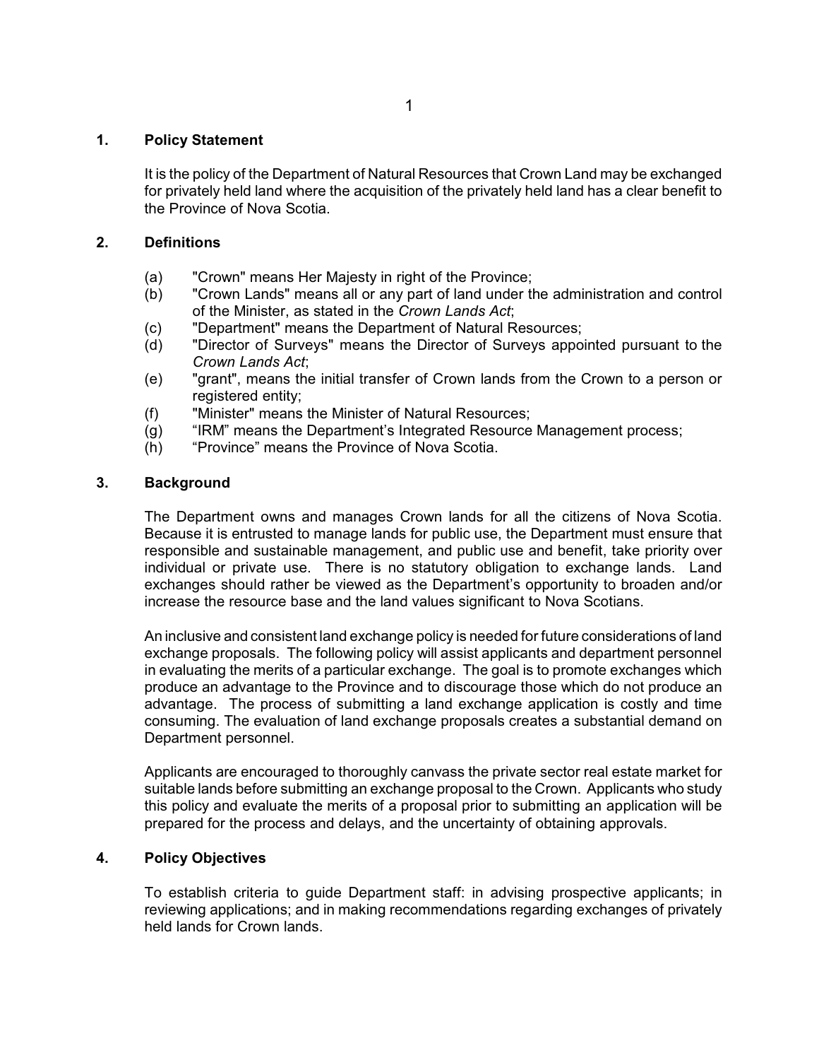## 1. Policy Statement

It is the policy of the Department of Natural Resources that Crown Land may be exchanged for privately held land where the acquisition of the privately held land has a clear benefit to the Province of Nova Scotia.

## 2. Definitions

(a) "Crown" means Her Majesty in right of the Province;
(b) "Crown Lands" means all or any part of land under the administration and control of the Minister, as stated in the *Crown Lands Act*;
(c) "Department" means the Department of Natural Resources;
(d) "Director of Surveys" means the Director of Surveys appointed pursuant to the *Crown Lands Act*;
(e) "grant", means the initial transfer of Crown lands from the Crown to a person or registered entity;
(f) "Minister" means the Minister of Natural Resources;
(g) "IRM" means the Department's Integrated Resource Management process;
(h) "Province" means the Province of Nova Scotia.

## 3. Background

The Department owns and manages Crown lands for all the citizens of Nova Scotia. Because it is entrusted to manage lands for public use, the Department must ensure that responsible and sustainable management, and public use and benefit, take priority over individual or private use. There is no statutory obligation to exchange lands. Land exchanges should rather be viewed as the Department's opportunity to broaden and/or increase the resource base and the land values significant to Nova Scotians.

An inclusive and consistent land exchange policy is needed for future considerations of land exchange proposals. The following policy will assist applicants and department personnel in evaluating the merits of a particular exchange. The goal is to promote exchanges which produce an advantage to the Province and to discourage those which do not produce an advantage. The process of submitting a land exchange application is costly and time consuming. The evaluation of land exchange proposals creates a substantial demand on Department personnel.

Applicants are encouraged to thoroughly canvass the private sector real estate market for suitable lands before submitting an exchange proposal to the Crown. Applicants who study this policy and evaluate the merits of a proposal prior to submitting an application will be prepared for the process and delays, and the uncertainty of obtaining approvals.

## 4. Policy Objectives

To establish criteria to guide Department staff: in advising prospective applicants; in reviewing applications; and in making recommendations regarding exchanges of privately held lands for Crown lands.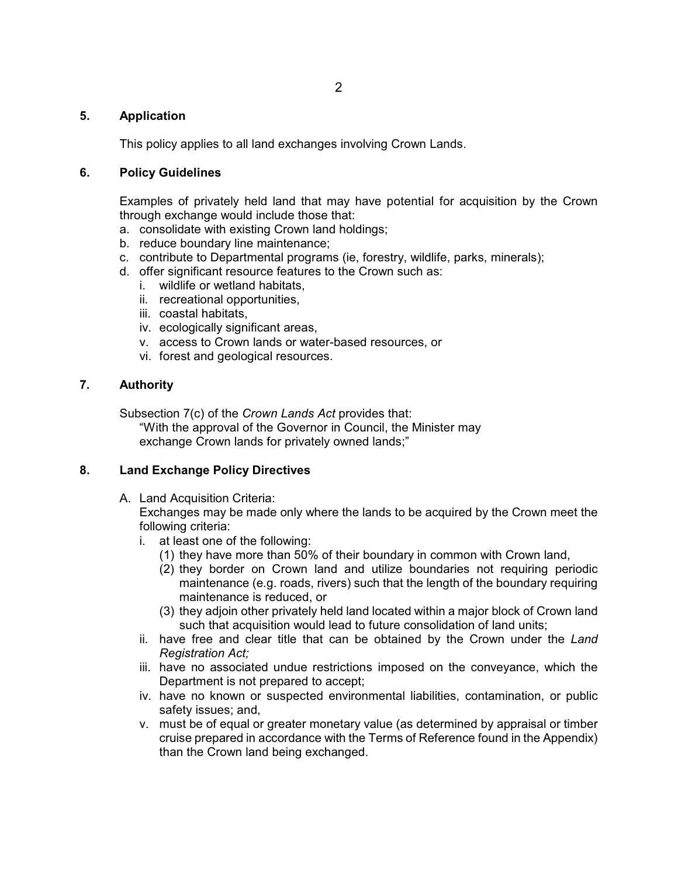## 5. Application

This policy applies to all land exchanges involving Crown Lands.

## 6. Policy Guidelines

Examples of privately held land that may have potential for acquisition by the Crown through exchange would include those that:

a. consolidate with existing Crown land holdings;
b. reduce boundary line maintenance;
c. contribute to Departmental programs (ie, forestry, wildlife, parks, minerals);
d. offer significant resource features to the Crown such as:
   i. wildlife or wetland habitats,
   ii. recreational opportunities,
   iii. coastal habitats,
   iv. ecologically significant areas,
   v. access to Crown lands or water-based resources, or
   vi. forest and geological resources.

## 7. Authority

Subsection 7(c) of the *Crown Lands Act* provides that:

> "With the approval of the Governor in Council, the Minister may exchange Crown lands for privately owned lands;"

## 8. Land Exchange Policy Directives

A. Land Acquisition Criteria:
   Exchanges may be made only where the lands to be acquired by the Crown meet the following criteria:
   i. at least one of the following:
      (1) they have more than 50% of their boundary in common with Crown land,
      (2) they border on Crown land and utilize boundaries not requiring periodic maintenance (e.g. roads, rivers) such that the length of the boundary requiring maintenance is reduced, or
      (3) they adjoin other privately held land located within a major block of Crown land such that acquisition would lead to future consolidation of land units;
   ii. have free and clear title that can be obtained by the Crown under the *Land Registration Act;*
   iii. have no associated undue restrictions imposed on the conveyance, which the Department is not prepared to accept;
   iv. have no known or suspected environmental liabilities, contamination, or public safety issues; and,
   v. must be of equal or greater monetary value (as determined by appraisal or timber cruise prepared in accordance with the Terms of Reference found in the Appendix) than the Crown land being exchanged.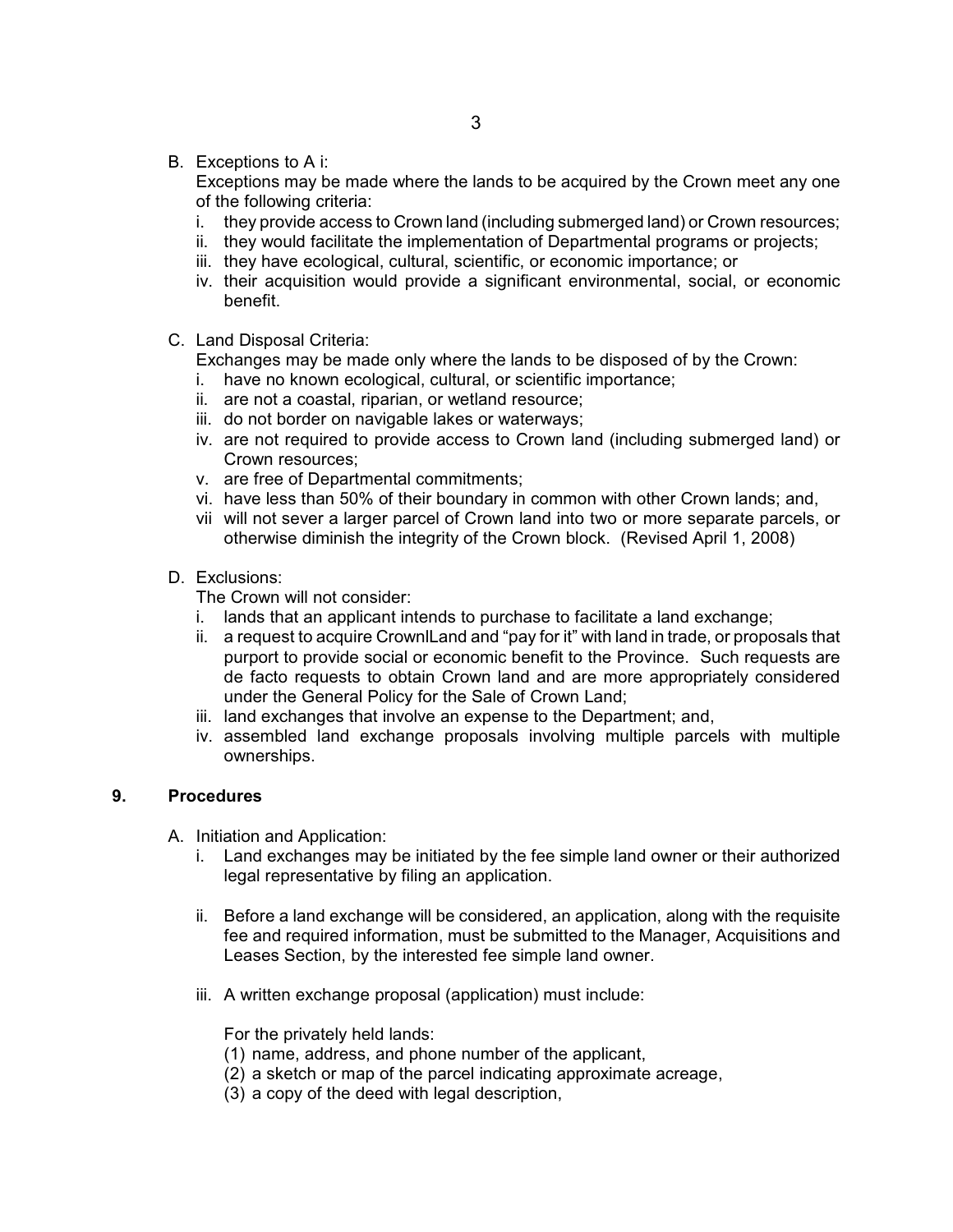B. Exceptions to A i:

Exceptions may be made where the lands to be acquired by the Crown meet any one of the following criteria:

i. they provide access to Crown land (including submerged land) or Crown resources;
ii. they would facilitate the implementation of Departmental programs or projects;
iii. they have ecological, cultural, scientific, or economic importance; or
iv. their acquisition would provide a significant environmental, social, or economic benefit.

C. Land Disposal Criteria:

Exchanges may be made only where the lands to be disposed of by the Crown:

i. have no known ecological, cultural, or scientific importance;
ii. are not a coastal, riparian, or wetland resource;
iii. do not border on navigable lakes or waterways;
iv. are not required to provide access to Crown land (including submerged land) or Crown resources;
v. are free of Departmental commitments;
vi. have less than 50% of their boundary in common with other Crown lands; and,
vii will not sever a larger parcel of Crown land into two or more separate parcels, or otherwise diminish the integrity of the Crown block. (Revised April 1, 2008)

D. Exclusions:

The Crown will not consider:

i. lands that an applicant intends to purchase to facilitate a land exchange;
ii. a request to acquire CrownlLand and "pay for it" with land in trade, or proposals that purport to provide social or economic benefit to the Province. Such requests are de facto requests to obtain Crown land and are more appropriately considered under the General Policy for the Sale of Crown Land;
iii. land exchanges that involve an expense to the Department; and,
iv. assembled land exchange proposals involving multiple parcels with multiple ownerships.

## 9. Procedures

A. Initiation and Application:

i. Land exchanges may be initiated by the fee simple land owner or their authorized legal representative by filing an application.

ii. Before a land exchange will be considered, an application, along with the requisite fee and required information, must be submitted to the Manager, Acquisitions and Leases Section, by the interested fee simple land owner.

iii. A written exchange proposal (application) must include:

For the privately held lands:

(1) name, address, and phone number of the applicant,
(2) a sketch or map of the parcel indicating approximate acreage,
(3) a copy of the deed with legal description,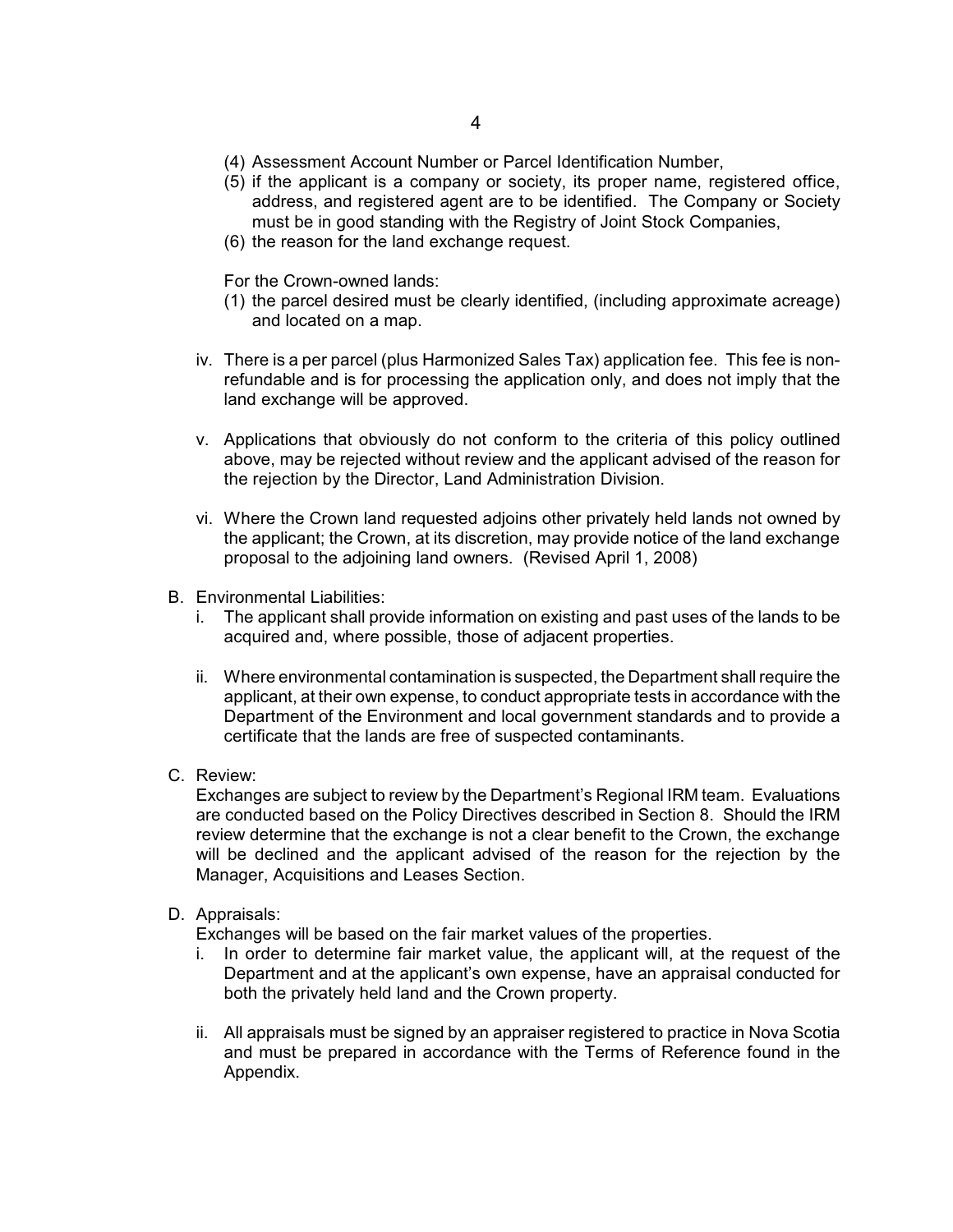(4) Assessment Account Number or Parcel Identification Number,
(5) if the applicant is a company or society, its proper name, registered office, address, and registered agent are to be identified. The Company or Society must be in good standing with the Registry of Joint Stock Companies,
(6) the reason for the land exchange request.

For the Crown-owned lands:
(1) the parcel desired must be clearly identified, (including approximate acreage) and located on a map.

iv. There is a per parcel (plus Harmonized Sales Tax) application fee. This fee is non-refundable and is for processing the application only, and does not imply that the land exchange will be approved.

v. Applications that obviously do not conform to the criteria of this policy outlined above, may be rejected without review and the applicant advised of the reason for the rejection by the Director, Land Administration Division.

vi. Where the Crown land requested adjoins other privately held lands not owned by the applicant; the Crown, at its discretion, may provide notice of the land exchange proposal to the adjoining land owners. (Revised April 1, 2008)

B. Environmental Liabilities:

i. The applicant shall provide information on existing and past uses of the lands to be acquired and, where possible, those of adjacent properties.

ii. Where environmental contamination is suspected, the Department shall require the applicant, at their own expense, to conduct appropriate tests in accordance with the Department of the Environment and local government standards and to provide a certificate that the lands are free of suspected contaminants.

C. Review:

Exchanges are subject to review by the Department's Regional IRM team. Evaluations are conducted based on the Policy Directives described in Section 8. Should the IRM review determine that the exchange is not a clear benefit to the Crown, the exchange will be declined and the applicant advised of the reason for the rejection by the Manager, Acquisitions and Leases Section.

D. Appraisals:

Exchanges will be based on the fair market values of the properties.

i. In order to determine fair market value, the applicant will, at the request of the Department and at the applicant's own expense, have an appraisal conducted for both the privately held land and the Crown property.

ii. All appraisals must be signed by an appraiser registered to practice in Nova Scotia and must be prepared in accordance with the Terms of Reference found in the Appendix.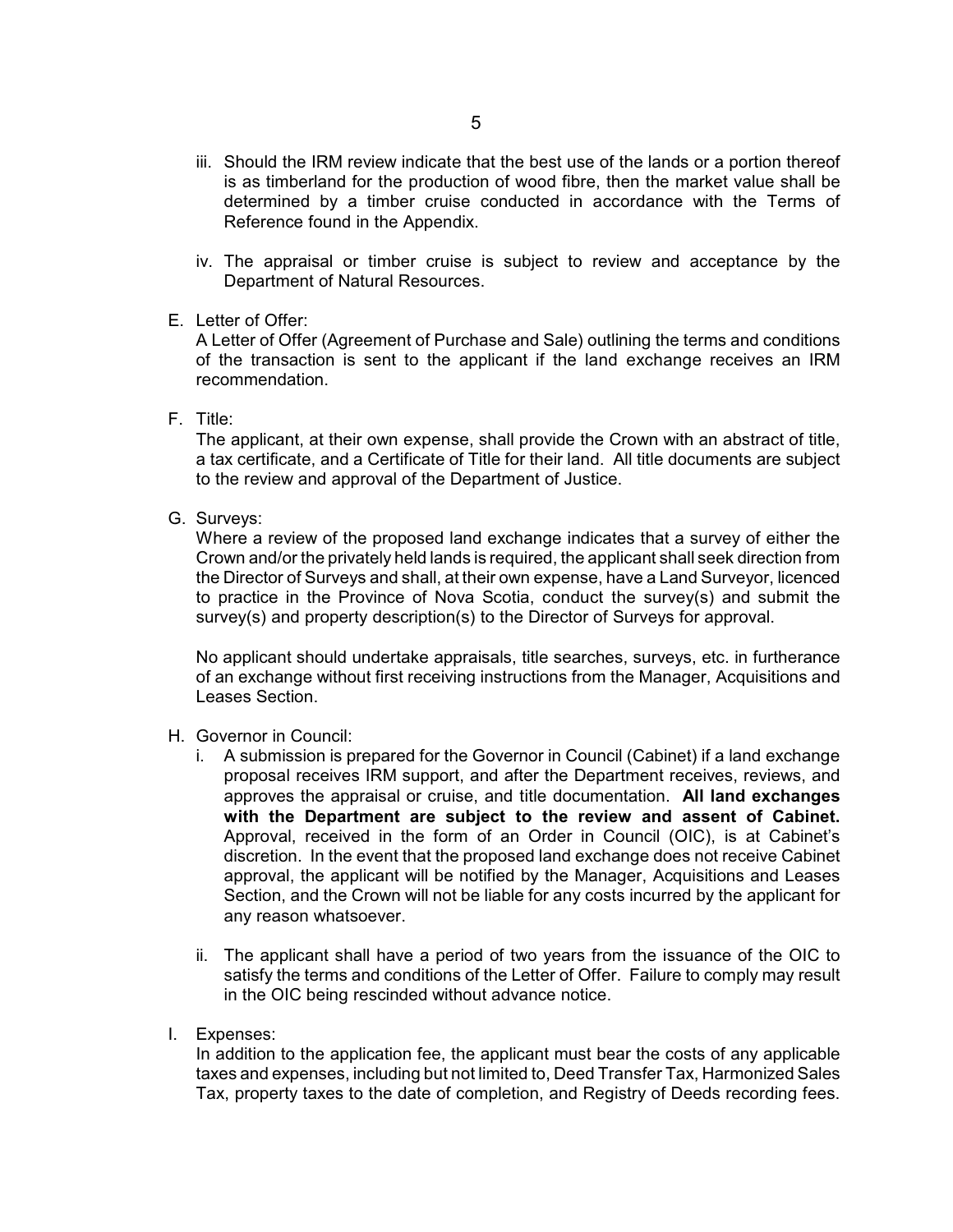iii. Should the IRM review indicate that the best use of the lands or a portion thereof is as timberland for the production of wood fibre, then the market value shall be determined by a timber cruise conducted in accordance with the Terms of Reference found in the Appendix.

iv. The appraisal or timber cruise is subject to review and acceptance by the Department of Natural Resources.

E. Letter of Offer:
A Letter of Offer (Agreement of Purchase and Sale) outlining the terms and conditions of the transaction is sent to the applicant if the land exchange receives an IRM recommendation.

F. Title:
The applicant, at their own expense, shall provide the Crown with an abstract of title, a tax certificate, and a Certificate of Title for their land. All title documents are subject to the review and approval of the Department of Justice.

G. Surveys:
Where a review of the proposed land exchange indicates that a survey of either the Crown and/or the privately held lands is required, the applicant shall seek direction from the Director of Surveys and shall, at their own expense, have a Land Surveyor, licenced to practice in the Province of Nova Scotia, conduct the survey(s) and submit the survey(s) and property description(s) to the Director of Surveys for approval.

No applicant should undertake appraisals, title searches, surveys, etc. in furtherance of an exchange without first receiving instructions from the Manager, Acquisitions and Leases Section.

H. Governor in Council:

i. A submission is prepared for the Governor in Council (Cabinet) if a land exchange proposal receives IRM support, and after the Department receives, reviews, and approves the appraisal or cruise, and title documentation. **All land exchanges with the Department are subject to the review and assent of Cabinet.** Approval, received in the form of an Order in Council (OIC), is at Cabinet's discretion. In the event that the proposed land exchange does not receive Cabinet approval, the applicant will be notified by the Manager, Acquisitions and Leases Section, and the Crown will not be liable for any costs incurred by the applicant for any reason whatsoever.

ii. The applicant shall have a period of two years from the issuance of the OIC to satisfy the terms and conditions of the Letter of Offer. Failure to comply may result in the OIC being rescinded without advance notice.

I. Expenses:
In addition to the application fee, the applicant must bear the costs of any applicable taxes and expenses, including but not limited to, Deed Transfer Tax, Harmonized Sales Tax, property taxes to the date of completion, and Registry of Deeds recording fees.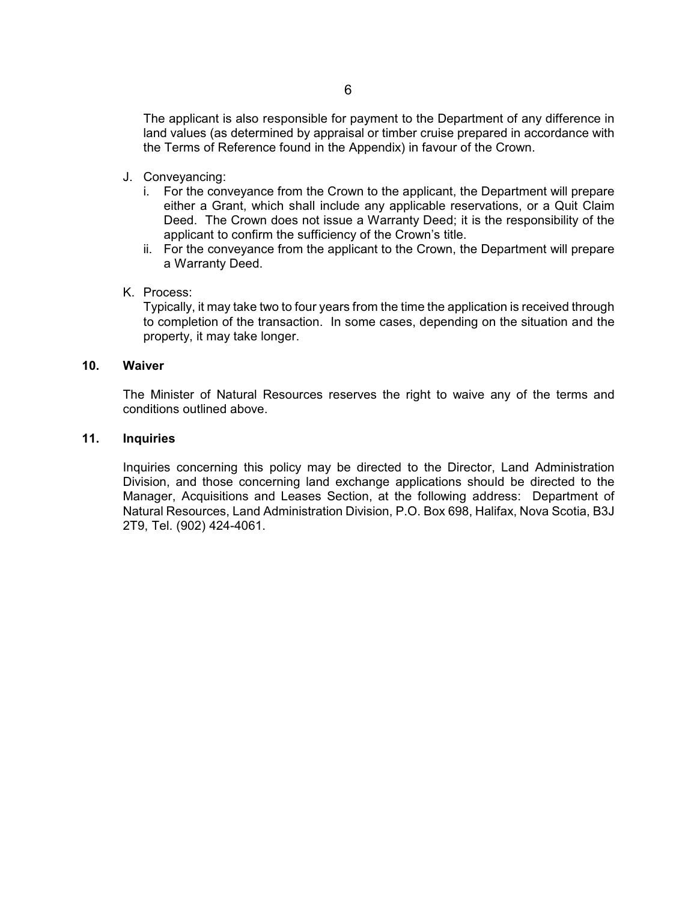The applicant is also responsible for payment to the Department of any difference in land values (as determined by appraisal or timber cruise prepared in accordance with the Terms of Reference found in the Appendix) in favour of the Crown.

J. Conveyancing:
   i. For the conveyance from the Crown to the applicant, the Department will prepare either a Grant, which shall include any applicable reservations, or a Quit Claim Deed. The Crown does not issue a Warranty Deed; it is the responsibility of the applicant to confirm the sufficiency of the Crown's title.
   ii. For the conveyance from the applicant to the Crown, the Department will prepare a Warranty Deed.

K. Process:
   Typically, it may take two to four years from the time the application is received through to completion of the transaction. In some cases, depending on the situation and the property, it may take longer.

## 10. Waiver

The Minister of Natural Resources reserves the right to waive any of the terms and conditions outlined above.

## 11. Inquiries

Inquiries concerning this policy may be directed to the Director, Land Administration Division, and those concerning land exchange applications should be directed to the Manager, Acquisitions and Leases Section, at the following address: Department of Natural Resources, Land Administration Division, P.O. Box 698, Halifax, Nova Scotia, B3J 2T9, Tel. (902) 424-4061.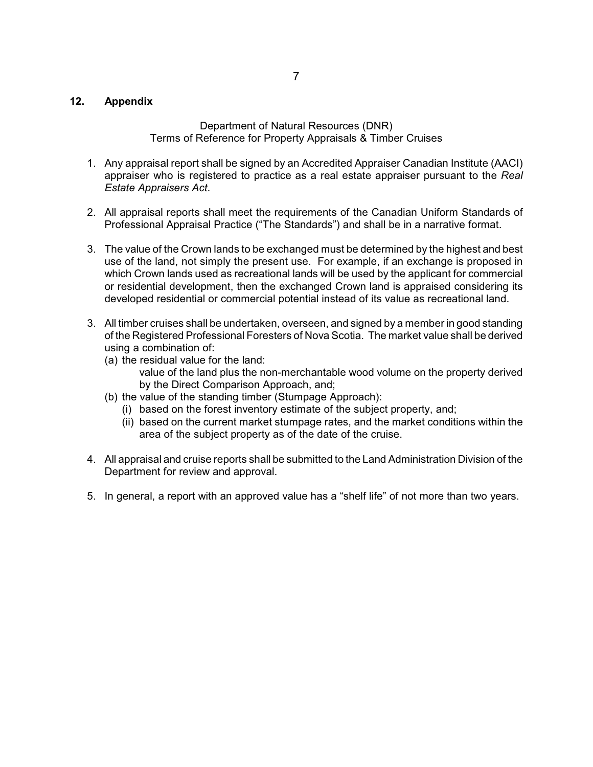## 12. Appendix

Department of Natural Resources (DNR)
Terms of Reference for Property Appraisals & Timber Cruises

1. Any appraisal report shall be signed by an Accredited Appraiser Canadian Institute (AACI) appraiser who is registered to practice as a real estate appraiser pursuant to the *Real Estate Appraisers Act*.

2. All appraisal reports shall meet the requirements of the Canadian Uniform Standards of Professional Appraisal Practice ("The Standards") and shall be in a narrative format.

3. The value of the Crown lands to be exchanged must be determined by the highest and best use of the land, not simply the present use. For example, if an exchange is proposed in which Crown lands used as recreational lands will be used by the applicant for commercial or residential development, then the exchanged Crown land is appraised considering its developed residential or commercial potential instead of its value as recreational land.

3. All timber cruises shall be undertaken, overseen, and signed by a member in good standing of the Registered Professional Foresters of Nova Scotia. The market value shall be derived using a combination of:
   (a) the residual value for the land:
      value of the land plus the non-merchantable wood volume on the property derived by the Direct Comparison Approach, and;
   (b) the value of the standing timber (Stumpage Approach):
      (i) based on the forest inventory estimate of the subject property, and;
      (ii) based on the current market stumpage rates, and the market conditions within the area of the subject property as of the date of the cruise.

4. All appraisal and cruise reports shall be submitted to the Land Administration Division of the Department for review and approval.

5. In general, a report with an approved value has a "shelf life" of not more than two years.